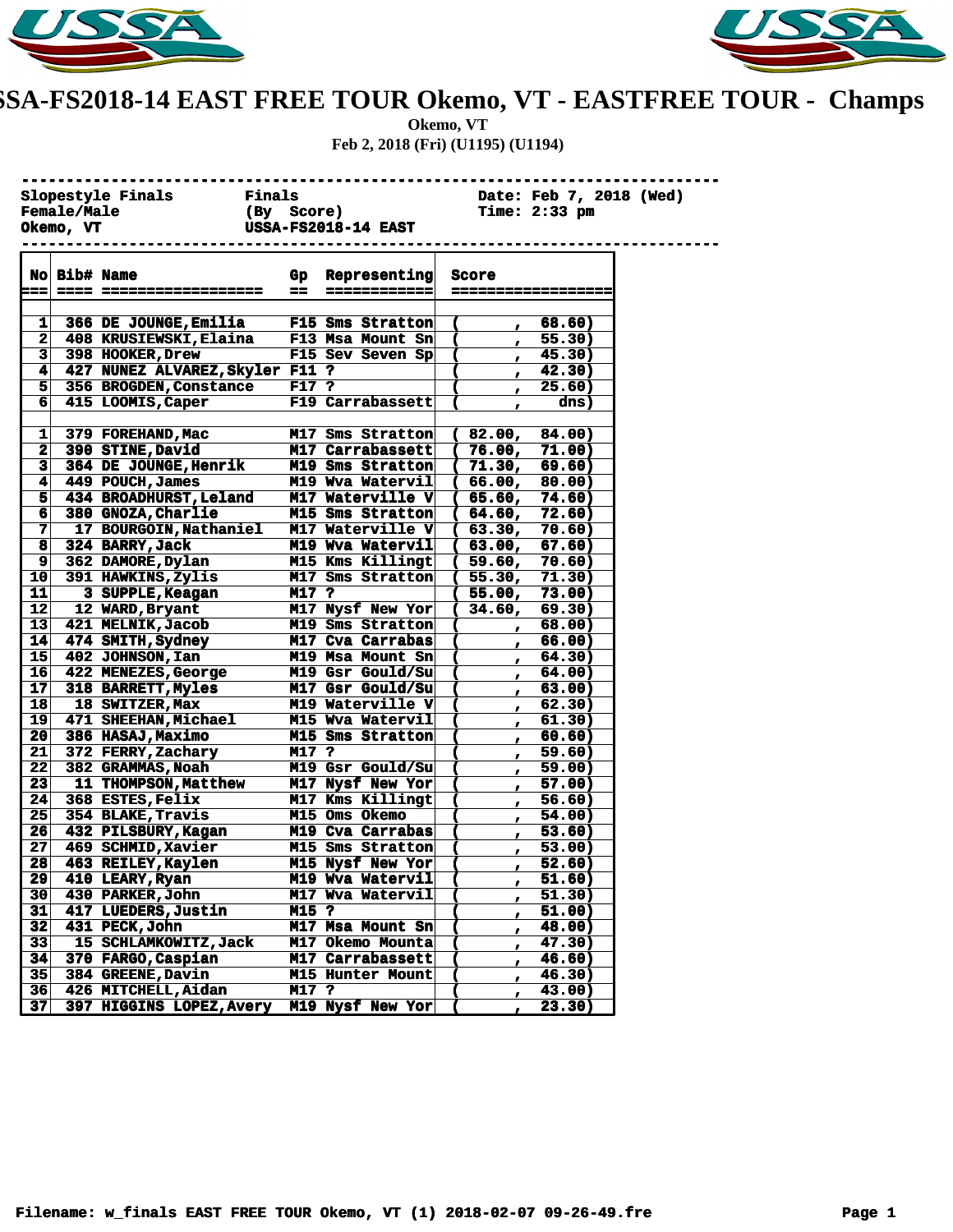# SSA-FS2018-14 EAST FREE TOUR Okemo, VT - EASTFREE TOUR - Champs

**Okemo, VT**

**Feb 2, 2018 (Fri) (U1195) (U1194)**

```
---------------------------------------------------------------------------
Slopestyle Finals        Finals                    Date: Feb 7, 2018 (Wed)
Female/Male              (By  Score)               Time: 2:33 pm
Okemo, VT                USSA-FS2018-14 EAST
---------------------------------------------------------------------------
```

| No | Bib# | Name | Gp | Representing | Score |
|---|---|---|---|---|---|
| 1 | 366 | DE JOUNGE,Emilia | F15 | Sms Stratton | ( , 68.60) |
| 2 | 408 | KRUSIEWSKI,Elaina | F13 | Msa Mount Sn | ( , 55.30) |
| 3 | 398 | HOOKER,Drew | F15 | Sev Seven Sp | ( , 45.30) |
| 4 | 427 | NUNEZ ALVAREZ,Skyler | F11 | ? | ( , 42.30) |
| 5 | 356 | BROGDEN,Constance | F17 | ? | ( , 25.60) |
| 6 | 415 | LOOMIS,Caper | F19 | Carrabassett | ( , dns) |
| | | | | | |
| 1 | 379 | FOREHAND,Mac | M17 | Sms Stratton | ( 82.00, 84.00) |
| 2 | 390 | STINE,David | M17 | Carrabassett | ( 76.00, 71.00) |
| 3 | 364 | DE JOUNGE,Henrik | M19 | Sms Stratton | ( 71.30, 69.60) |
| 4 | 449 | POUCH,James | M19 | Wva Watervil | ( 66.00, 80.00) |
| 5 | 434 | BROADHURST,Leland | M17 | Waterville V | ( 65.60, 74.60) |
| 6 | 380 | GNOZA,Charlie | M15 | Sms Stratton | ( 64.60, 72.60) |
| 7 | 17 | BOURGOIN,Nathaniel | M17 | Waterville V | ( 63.30, 70.60) |
| 8 | 324 | BARRY,Jack | M19 | Wva Watervil | ( 63.00, 67.60) |
| 9 | 362 | DAMORE,Dylan | M15 | Kms Killingt | ( 59.60, 70.60) |
| 10 | 391 | HAWKINS,Zylis | M17 | Sms Stratton | ( 55.30, 71.30) |
| 11 | 3 | SUPPLE,Keagan | M17 | ? | ( 55.00, 73.00) |
| 12 | 12 | WARD,Bryant | M17 | Nysf New Yor | ( 34.60, 69.30) |
| 13 | 421 | MELNIK,Jacob | M19 | Sms Stratton | ( , 68.00) |
| 14 | 474 | SMITH,Sydney | M17 | Cva Carrabas | ( , 66.00) |
| 15 | 402 | JOHNSON,Ian | M19 | Msa Mount Sn | ( , 64.30) |
| 16 | 422 | MENEZES,George | M19 | Gsr Gould/Su | ( , 64.00) |
| 17 | 318 | BARRETT,Myles | M17 | Gsr Gould/Su | ( , 63.00) |
| 18 | 18 | SWITZER,Max | M19 | Waterville V | ( , 62.30) |
| 19 | 471 | SHEEHAN,Michael | M15 | Wva Watervil | ( , 61.30) |
| 20 | 386 | HASAJ,Maximo | M15 | Sms Stratton | ( , 60.60) |
| 21 | 372 | FERRY,Zachary | M17 | ? | ( , 59.60) |
| 22 | 382 | GRAMMAS,Noah | M19 | Gsr Gould/Su | ( , 59.00) |
| 23 | 11 | THOMPSON,Matthew | M17 | Nysf New Yor | ( , 57.00) |
| 24 | 368 | ESTES,Felix | M17 | Kms Killingt | ( , 56.60) |
| 25 | 354 | BLAKE,Travis | M15 | Oms Okemo | ( , 54.00) |
| 26 | 432 | PILSBURY,Kagan | M19 | Cva Carrabas | ( , 53.60) |
| 27 | 469 | SCHMID,Xavier | M15 | Sms Stratton | ( , 53.00) |
| 28 | 463 | REILEY,Kaylen | M15 | Nysf New Yor | ( , 52.60) |
| 29 | 410 | LEARY,Ryan | M19 | Wva Watervil | ( , 51.60) |
| 30 | 430 | PARKER,John | M17 | Wva Watervil | ( , 51.30) |
| 31 | 417 | LUEDERS,Justin | M15 | ? | ( , 51.00) |
| 32 | 431 | PECK,John | M17 | Msa Mount Sn | ( , 48.00) |
| 33 | 15 | SCHLAMKOWITZ,Jack | M17 | Okemo Mounta | ( , 47.30) |
| 34 | 370 | FARGO,Caspian | M17 | Carrabassett | ( , 46.60) |
| 35 | 384 | GREENE,Davin | M15 | Hunter Mount | ( , 46.30) |
| 36 | 426 | MITCHELL,Aidan | M17 | ? | ( , 43.00) |
| 37 | 397 | HIGGINS LOPEZ,Avery | M19 | Nysf New Yor | ( , 23.30) |

Filename: w_finals EAST FREE TOUR Okemo, VT (1) 2018-02-07 09-26-49.fre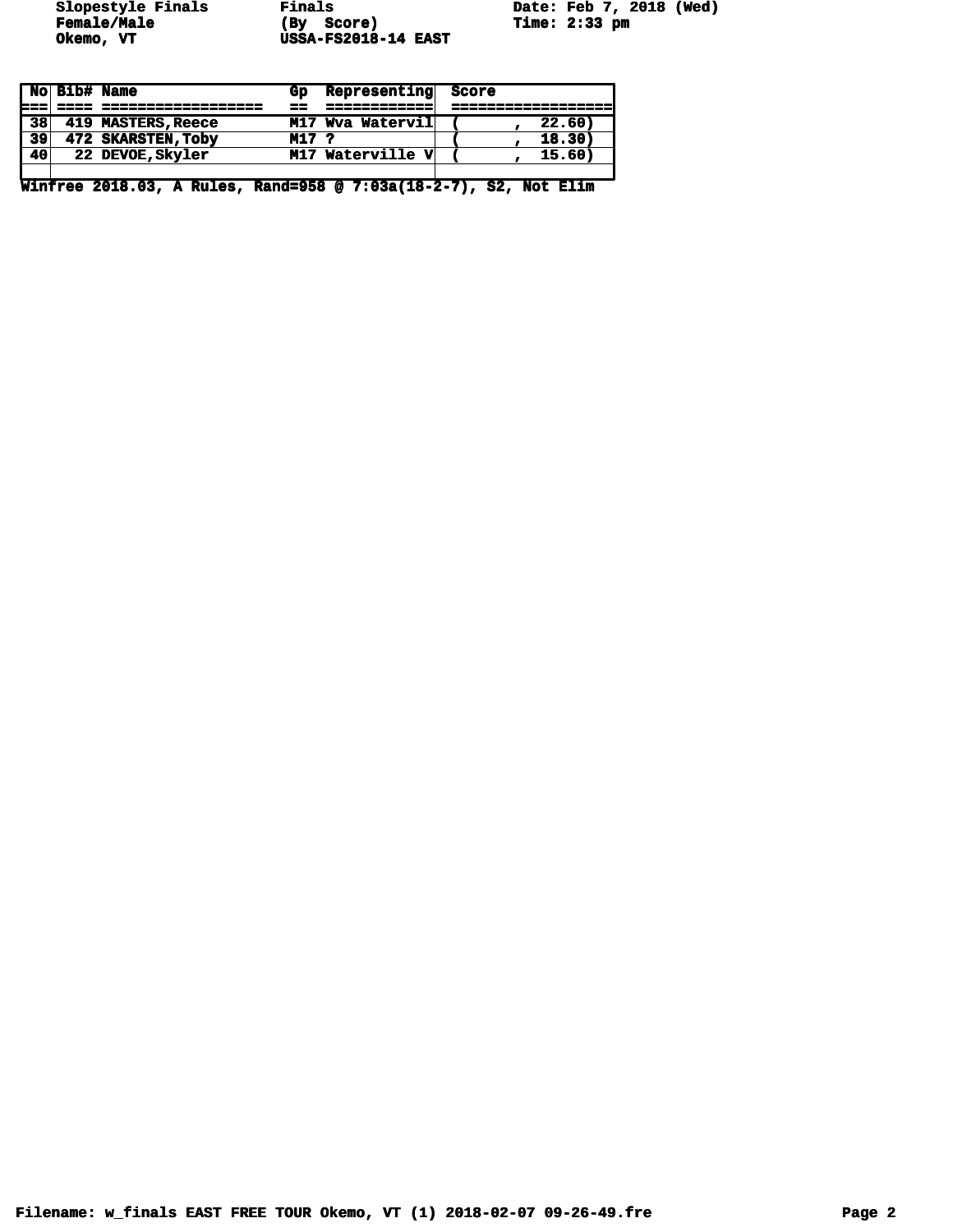Slopestyle Finals  
Female/Male  
Okemo, VT

Finals  
(By Score)  
USSA-FS2018-14 EAST

Date: Feb 7, 2018 (Wed)  
Time: 2:33 pm

| No | Bib# | Name | Gp | Representing | Score |
|---|---|---|---|---|---|
| 38 | 419 | MASTERS,Reece | M17 | Wva Watervil | ( , 22.60) |
| 39 | 472 | SKARSTEN,Toby | M17 | ? | ( , 18.30) |
| 40 | 22 | DEVOE,Skyler | M17 | Waterville V | ( , 15.60) |

Winfree 2018.03, A Rules, Rand=958 @ 7:03a(18-2-7), S2, Not Elim

Filename: w_finals EAST FREE TOUR Okemo, VT (1) 2018-02-07 09-26-49.fre